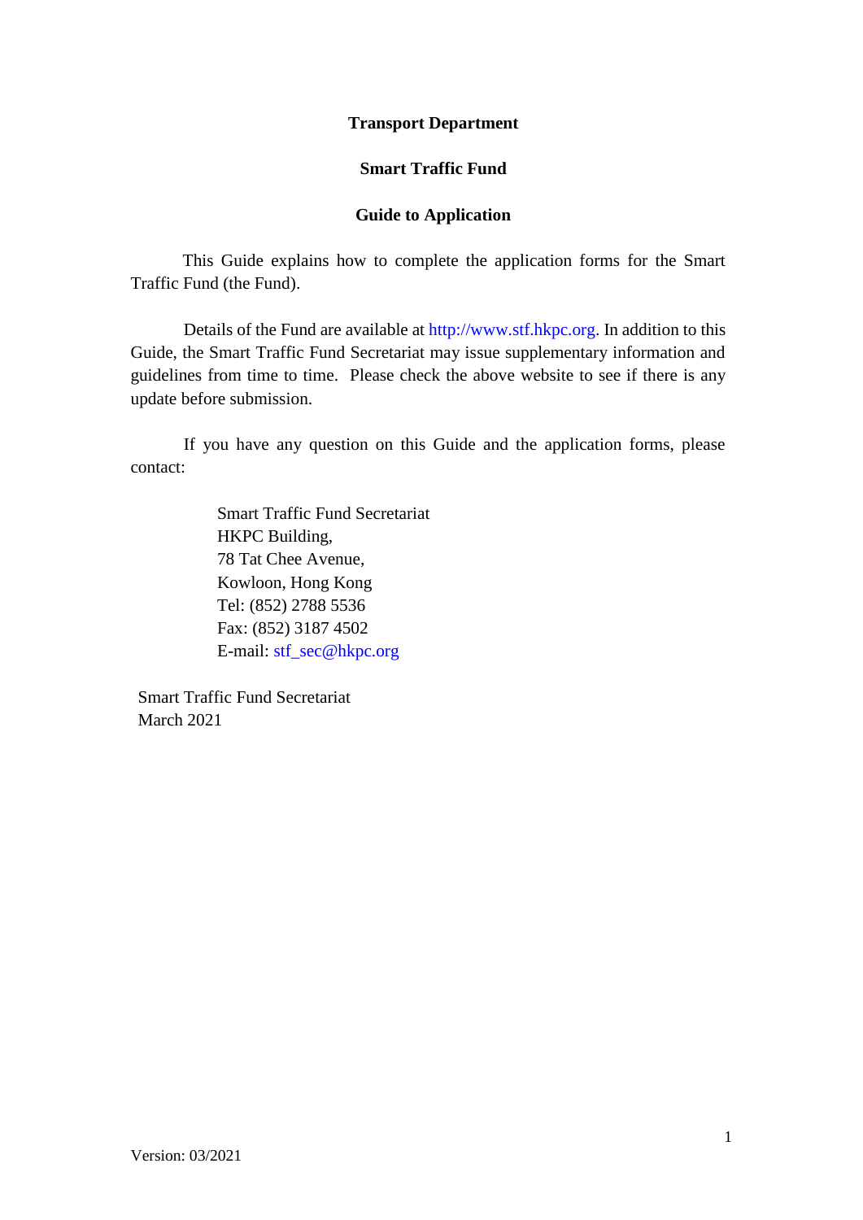# Transport Department

## Smart Traffic Fund

## Guide to Application

This Guide explains how to complete the application forms for the Smart Traffic Fund (the Fund).

Details of the Fund are available at http://www.stf.hkpc.org. In addition to this Guide, the Smart Traffic Fund Secretariat may issue supplementary information and guidelines from time to time. Please check the above website to see if there is any update before submission.

If you have any question on this Guide and the application forms, please contact:

Smart Traffic Fund Secretariat  
HKPC Building,  
78 Tat Chee Avenue,  
Kowloon, Hong Kong  
Tel: (852) 2788 5536  
Fax: (852) 3187 4502  
E-mail: stf_sec@hkpc.org

Smart Traffic Fund Secretariat  
March 2021

Version: 03/2021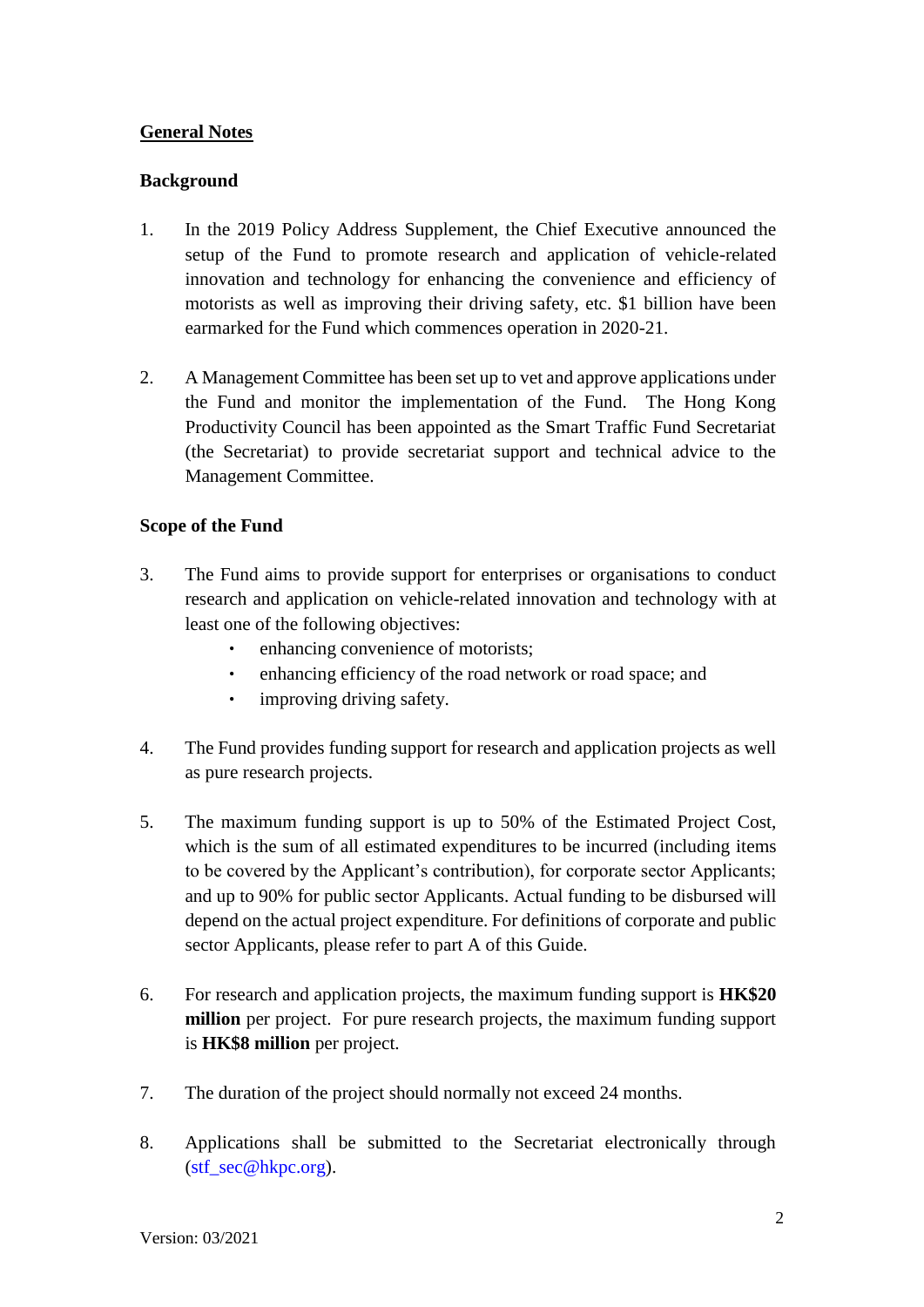## General Notes

### Background

1. In the 2019 Policy Address Supplement, the Chief Executive announced the setup of the Fund to promote research and application of vehicle-related innovation and technology for enhancing the convenience and efficiency of motorists as well as improving their driving safety, etc. $1 billion have been earmarked for the Fund which commences operation in 2020-21.

2. A Management Committee has been set up to vet and approve applications under the Fund and monitor the implementation of the Fund. The Hong Kong Productivity Council has been appointed as the Smart Traffic Fund Secretariat (the Secretariat) to provide secretariat support and technical advice to the Management Committee.

### Scope of the Fund

3. The Fund aims to provide support for enterprises or organisations to conduct research and application on vehicle-related innovation and technology with at least one of the following objectives:
   - enhancing convenience of motorists;
   - enhancing efficiency of the road network or road space; and
   - improving driving safety.

4. The Fund provides funding support for research and application projects as well as pure research projects.

5. The maximum funding support is up to 50% of the Estimated Project Cost, which is the sum of all estimated expenditures to be incurred (including items to be covered by the Applicant's contribution), for corporate sector Applicants; and up to 90% for public sector Applicants. Actual funding to be disbursed will depend on the actual project expenditure. For definitions of corporate and public sector Applicants, please refer to part A of this Guide.

6. For research and application projects, the maximum funding support is **HK$20 million** per project. For pure research projects, the maximum funding support is **HK$8 million** per project.

7. The duration of the project should normally not exceed 24 months.

8. Applications shall be submitted to the Secretariat electronically through (stf_sec@hkpc.org).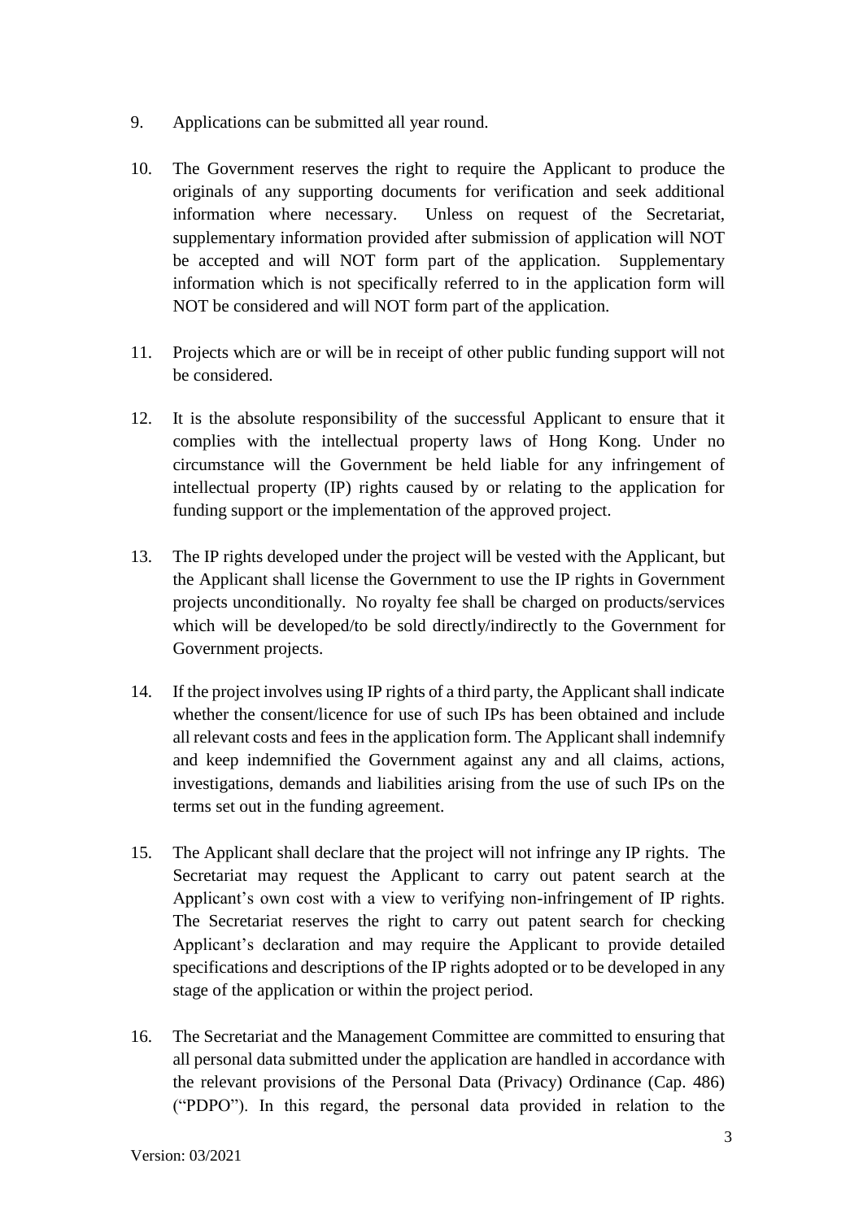9. Applications can be submitted all year round.

10. The Government reserves the right to require the Applicant to produce the originals of any supporting documents for verification and seek additional information where necessary. Unless on request of the Secretariat, supplementary information provided after submission of application will NOT be accepted and will NOT form part of the application. Supplementary information which is not specifically referred to in the application form will NOT be considered and will NOT form part of the application.

11. Projects which are or will be in receipt of other public funding support will not be considered.

12. It is the absolute responsibility of the successful Applicant to ensure that it complies with the intellectual property laws of Hong Kong. Under no circumstance will the Government be held liable for any infringement of intellectual property (IP) rights caused by or relating to the application for funding support or the implementation of the approved project.

13. The IP rights developed under the project will be vested with the Applicant, but the Applicant shall license the Government to use the IP rights in Government projects unconditionally. No royalty fee shall be charged on products/services which will be developed/to be sold directly/indirectly to the Government for Government projects.

14. If the project involves using IP rights of a third party, the Applicant shall indicate whether the consent/licence for use of such IPs has been obtained and include all relevant costs and fees in the application form. The Applicant shall indemnify and keep indemnified the Government against any and all claims, actions, investigations, demands and liabilities arising from the use of such IPs on the terms set out in the funding agreement.

15. The Applicant shall declare that the project will not infringe any IP rights. The Secretariat may request the Applicant to carry out patent search at the Applicant's own cost with a view to verifying non-infringement of IP rights. The Secretariat reserves the right to carry out patent search for checking Applicant's declaration and may require the Applicant to provide detailed specifications and descriptions of the IP rights adopted or to be developed in any stage of the application or within the project period.

16. The Secretariat and the Management Committee are committed to ensuring that all personal data submitted under the application are handled in accordance with the relevant provisions of the Personal Data (Privacy) Ordinance (Cap. 486) ("PDPO"). In this regard, the personal data provided in relation to the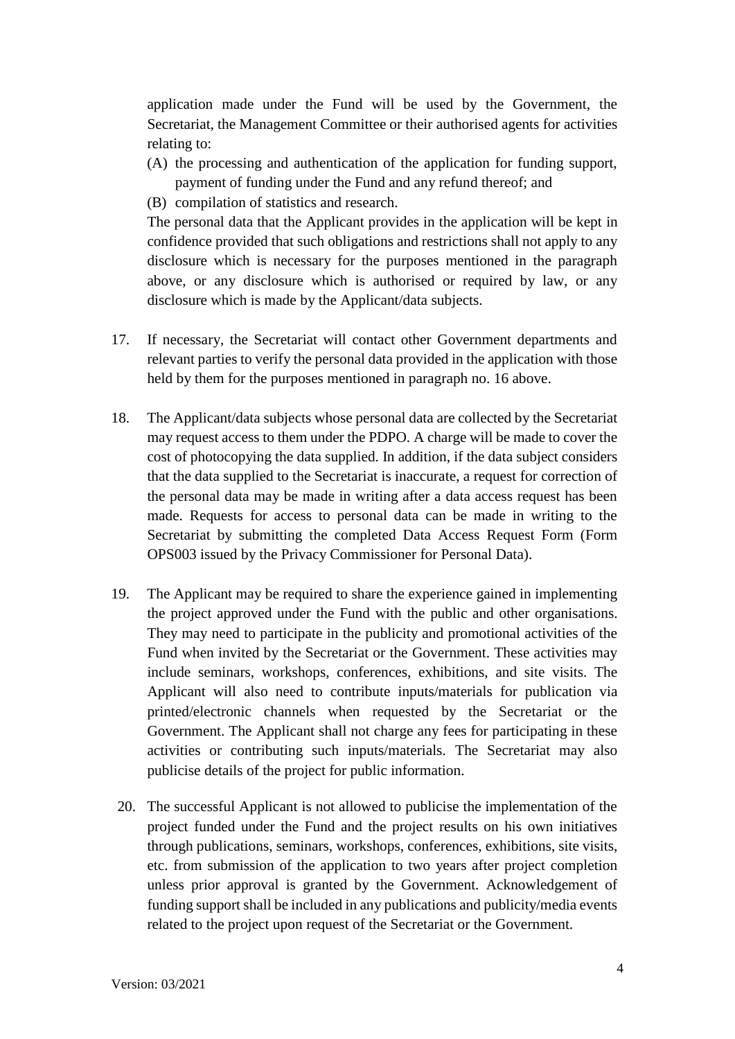application made under the Fund will be used by the Government, the Secretariat, the Management Committee or their authorised agents for activities relating to:

(A) the processing and authentication of the application for funding support, payment of funding under the Fund and any refund thereof; and

(B) compilation of statistics and research.

The personal data that the Applicant provides in the application will be kept in confidence provided that such obligations and restrictions shall not apply to any disclosure which is necessary for the purposes mentioned in the paragraph above, or any disclosure which is authorised or required by law, or any disclosure which is made by the Applicant/data subjects.

17. If necessary, the Secretariat will contact other Government departments and relevant parties to verify the personal data provided in the application with those held by them for the purposes mentioned in paragraph no. 16 above.

18. The Applicant/data subjects whose personal data are collected by the Secretariat may request access to them under the PDPO. A charge will be made to cover the cost of photocopying the data supplied. In addition, if the data subject considers that the data supplied to the Secretariat is inaccurate, a request for correction of the personal data may be made in writing after a data access request has been made. Requests for access to personal data can be made in writing to the Secretariat by submitting the completed Data Access Request Form (Form OPS003 issued by the Privacy Commissioner for Personal Data).

19. The Applicant may be required to share the experience gained in implementing the project approved under the Fund with the public and other organisations. They may need to participate in the publicity and promotional activities of the Fund when invited by the Secretariat or the Government. These activities may include seminars, workshops, conferences, exhibitions, and site visits. The Applicant will also need to contribute inputs/materials for publication via printed/electronic channels when requested by the Secretariat or the Government. The Applicant shall not charge any fees for participating in these activities or contributing such inputs/materials. The Secretariat may also publicise details of the project for public information.

20. The successful Applicant is not allowed to publicise the implementation of the project funded under the Fund and the project results on his own initiatives through publications, seminars, workshops, conferences, exhibitions, site visits, etc. from submission of the application to two years after project completion unless prior approval is granted by the Government. Acknowledgement of funding support shall be included in any publications and publicity/media events related to the project upon request of the Secretariat or the Government.

Version: 03/2021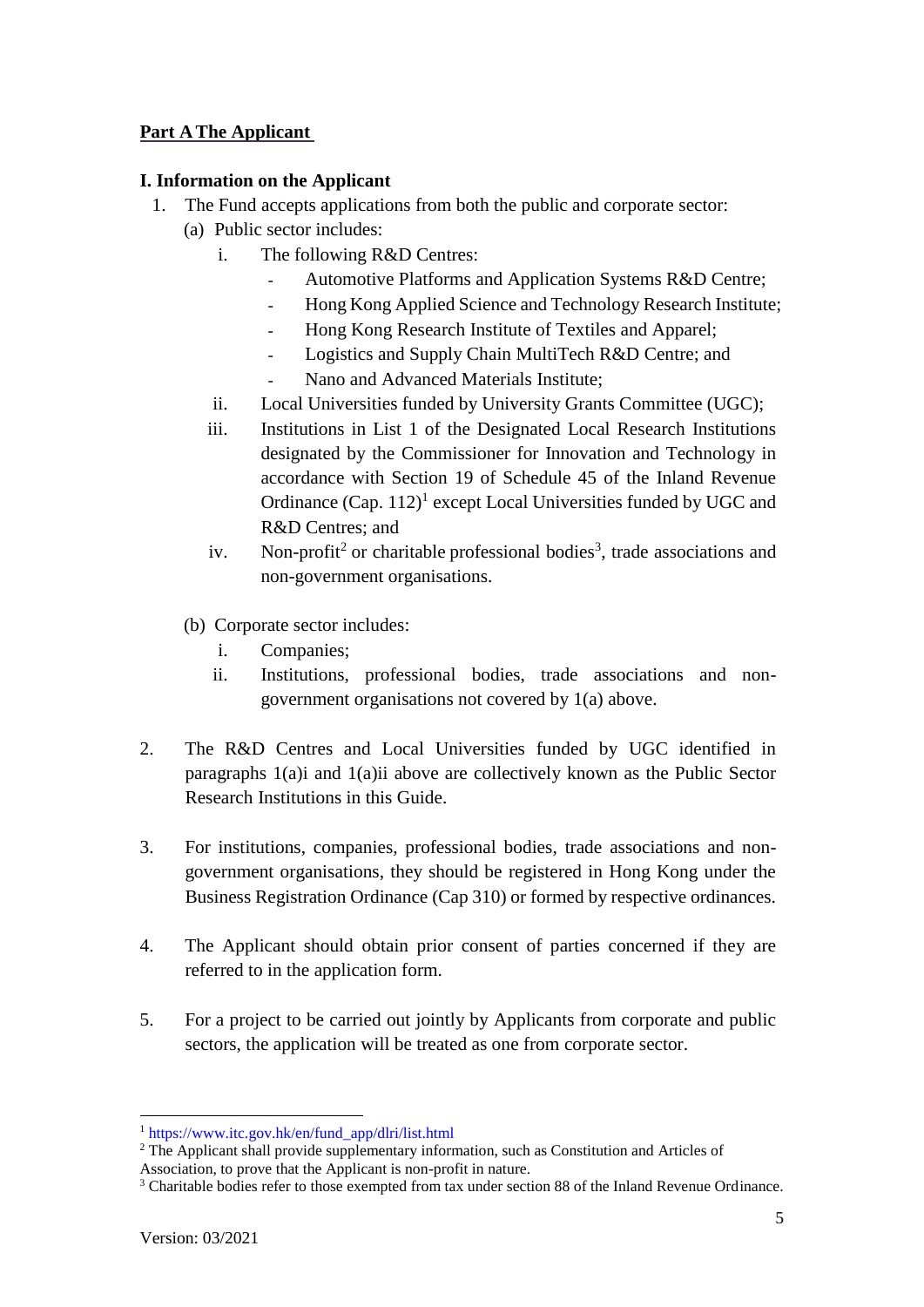**Part A The Applicant**

**I. Information on the Applicant**

1. The Fund accepts applications from both the public and corporate sector:
   (a) Public sector includes:
      i. The following R&D Centres:
         - Automotive Platforms and Application Systems R&D Centre;
         - Hong Kong Applied Science and Technology Research Institute;
         - Hong Kong Research Institute of Textiles and Apparel;
         - Logistics and Supply Chain MultiTech R&D Centre; and
         - Nano and Advanced Materials Institute;
      ii. Local Universities funded by University Grants Committee (UGC);
      iii. Institutions in List 1 of the Designated Local Research Institutions designated by the Commissioner for Innovation and Technology in accordance with Section 19 of Schedule 45 of the Inland Revenue Ordinance (Cap. 112)[1] except Local Universities funded by UGC and R&D Centres; and
      iv. Non-profit[2] or charitable professional bodies[3], trade associations and non-government organisations.

   (b) Corporate sector includes:
      i. Companies;
      ii. Institutions, professional bodies, trade associations and non-government organisations not covered by 1(a) above.

2. The R&D Centres and Local Universities funded by UGC identified in paragraphs 1(a)i and 1(a)ii above are collectively known as the Public Sector Research Institutions in this Guide.

3. For institutions, companies, professional bodies, trade associations and non-government organisations, they should be registered in Hong Kong under the Business Registration Ordinance (Cap 310) or formed by respective ordinances.

4. The Applicant should obtain prior consent of parties concerned if they are referred to in the application form.

5. For a project to be carried out jointly by Applicants from corporate and public sectors, the application will be treated as one from corporate sector.

---

[1] https://www.itc.gov.hk/en/fund_app/dlri/list.html

[2] The Applicant shall provide supplementary information, such as Constitution and Articles of Association, to prove that the Applicant is non-profit in nature.

[3] Charitable bodies refer to those exempted from tax under section 88 of the Inland Revenue Ordinance.

Version: 03/2021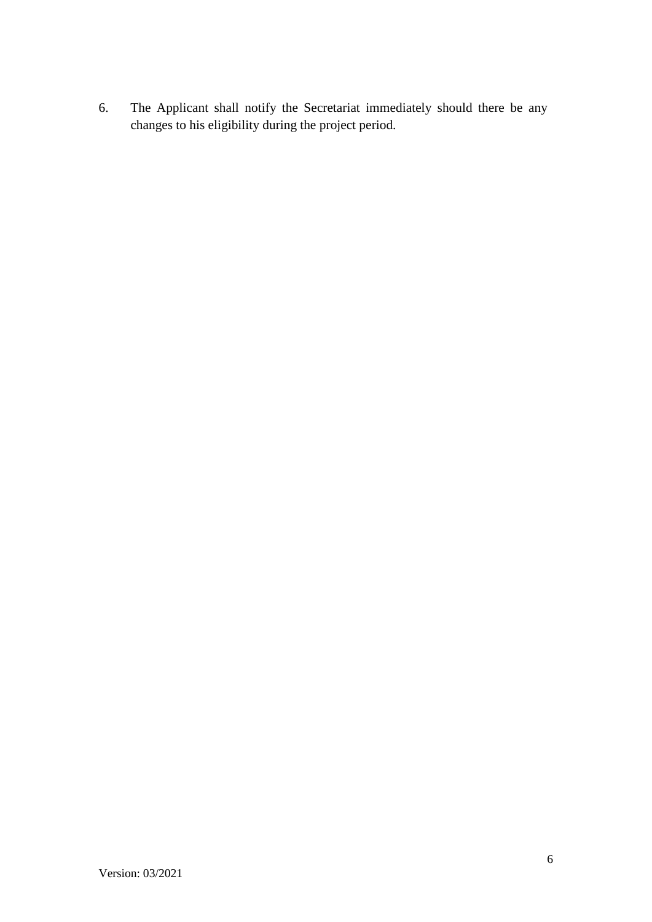6. The Applicant shall notify the Secretariat immediately should there be any changes to his eligibility during the project period.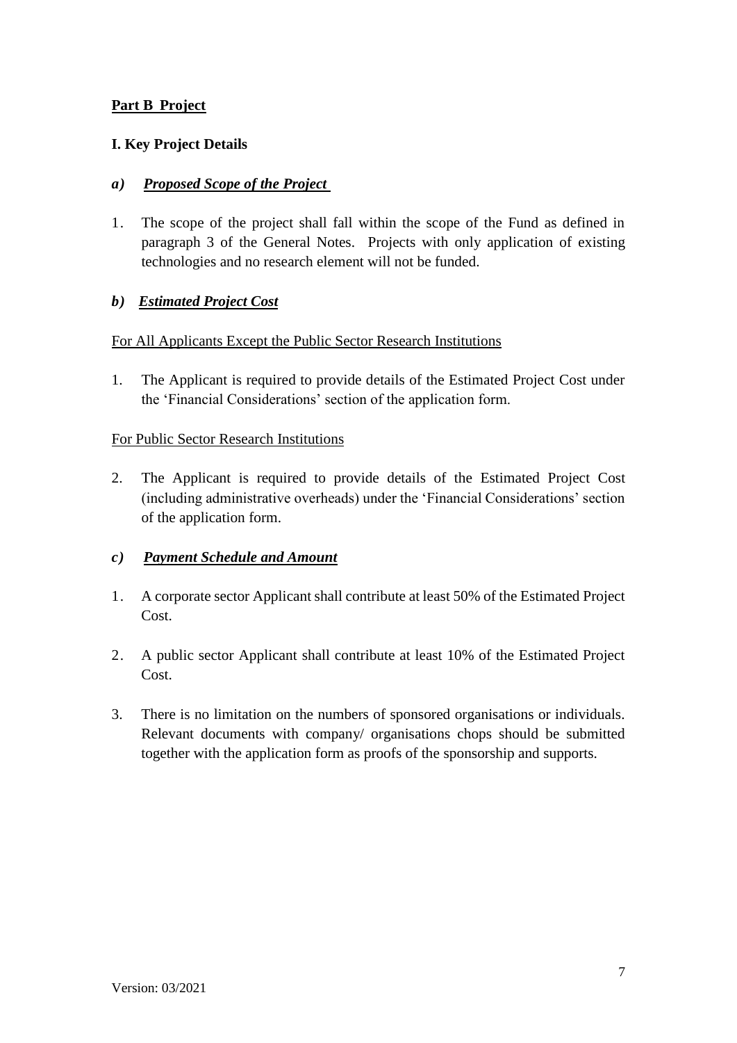## Part B Project

### I. Key Project Details

#### *a) Proposed Scope of the Project*

1. The scope of the project shall fall within the scope of the Fund as defined in paragraph 3 of the General Notes. Projects with only application of existing technologies and no research element will not be funded.

#### *b) Estimated Project Cost*

For All Applicants Except the Public Sector Research Institutions

1. The Applicant is required to provide details of the Estimated Project Cost under the 'Financial Considerations' section of the application form.

For Public Sector Research Institutions

2. The Applicant is required to provide details of the Estimated Project Cost (including administrative overheads) under the 'Financial Considerations' section of the application form.

#### *c) Payment Schedule and Amount*

1. A corporate sector Applicant shall contribute at least 50% of the Estimated Project Cost.

2. A public sector Applicant shall contribute at least 10% of the Estimated Project Cost.

3. There is no limitation on the numbers of sponsored organisations or individuals. Relevant documents with company/ organisations chops should be submitted together with the application form as proofs of the sponsorship and supports.

Version: 03/2021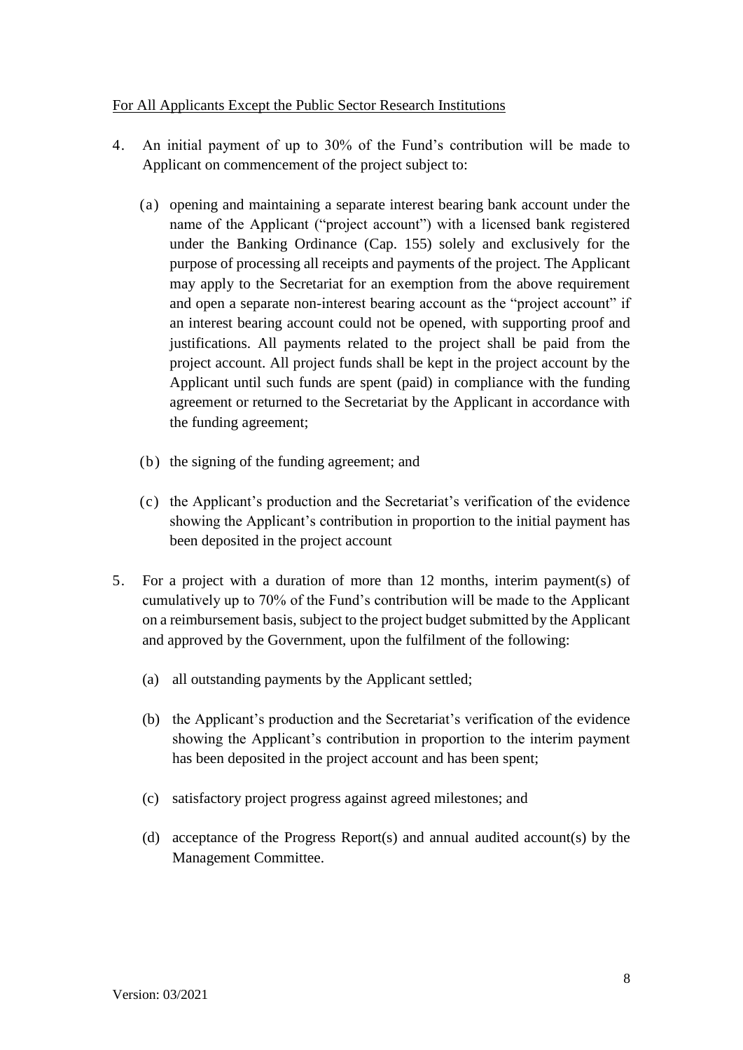For All Applicants Except the Public Sector Research Institutions

4. An initial payment of up to 30% of the Fund's contribution will be made to Applicant on commencement of the project subject to:

   (a) opening and maintaining a separate interest bearing bank account under the name of the Applicant ("project account") with a licensed bank registered under the Banking Ordinance (Cap. 155) solely and exclusively for the purpose of processing all receipts and payments of the project. The Applicant may apply to the Secretariat for an exemption from the above requirement and open a separate non-interest bearing account as the "project account" if an interest bearing account could not be opened, with supporting proof and justifications. All payments related to the project shall be paid from the project account. All project funds shall be kept in the project account by the Applicant until such funds are spent (paid) in compliance with the funding agreement or returned to the Secretariat by the Applicant in accordance with the funding agreement;

   (b) the signing of the funding agreement; and

   (c) the Applicant's production and the Secretariat's verification of the evidence showing the Applicant's contribution in proportion to the initial payment has been deposited in the project account

5. For a project with a duration of more than 12 months, interim payment(s) of cumulatively up to 70% of the Fund's contribution will be made to the Applicant on a reimbursement basis, subject to the project budget submitted by the Applicant and approved by the Government, upon the fulfilment of the following:

   (a) all outstanding payments by the Applicant settled;

   (b) the Applicant's production and the Secretariat's verification of the evidence showing the Applicant's contribution in proportion to the interim payment has been deposited in the project account and has been spent;

   (c) satisfactory project progress against agreed milestones; and

   (d) acceptance of the Progress Report(s) and annual audited account(s) by the Management Committee.

Version: 03/2021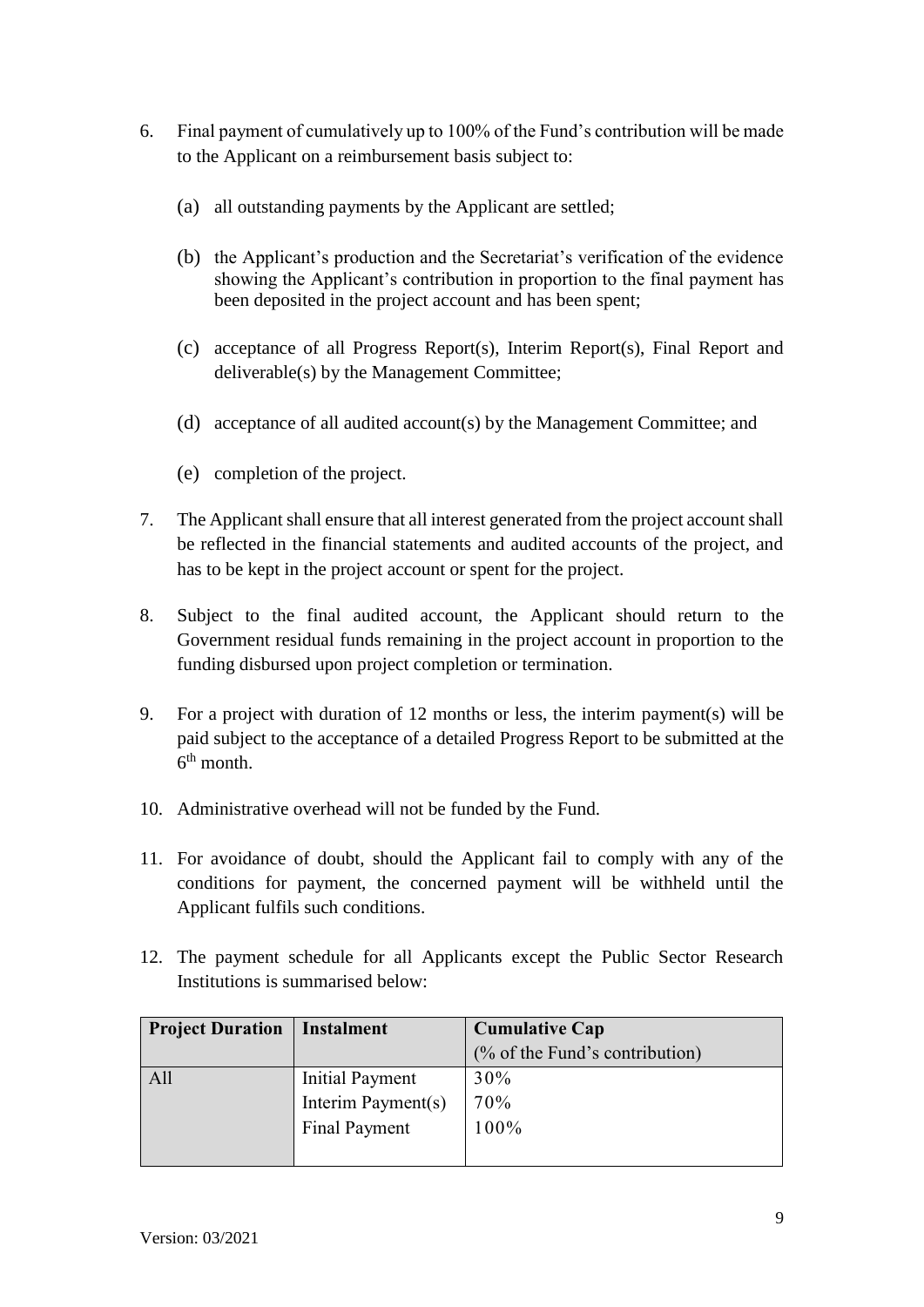6. Final payment of cumulatively up to 100% of the Fund's contribution will be made to the Applicant on a reimbursement basis subject to:

   (a) all outstanding payments by the Applicant are settled;

   (b) the Applicant's production and the Secretariat's verification of the evidence showing the Applicant's contribution in proportion to the final payment has been deposited in the project account and has been spent;

   (c) acceptance of all Progress Report(s), Interim Report(s), Final Report and deliverable(s) by the Management Committee;

   (d) acceptance of all audited account(s) by the Management Committee; and

   (e) completion of the project.

7. The Applicant shall ensure that all interest generated from the project account shall be reflected in the financial statements and audited accounts of the project, and has to be kept in the project account or spent for the project.

8. Subject to the final audited account, the Applicant should return to the Government residual funds remaining in the project account in proportion to the funding disbursed upon project completion or termination.

9. For a project with duration of 12 months or less, the interim payment(s) will be paid subject to the acceptance of a detailed Progress Report to be submitted at the 6th month.

10. Administrative overhead will not be funded by the Fund.

11. For avoidance of doubt, should the Applicant fail to comply with any of the conditions for payment, the concerned payment will be withheld until the Applicant fulfils such conditions.

12. The payment schedule for all Applicants except the Public Sector Research Institutions is summarised below:

| **Project Duration** | **Instalment** | **Cumulative Cap** (% of the Fund's contribution) |
|---|---|---|
| All | Initial Payment | 30% |
| | Interim Payment(s) | 70% |
| | Final Payment | 100% |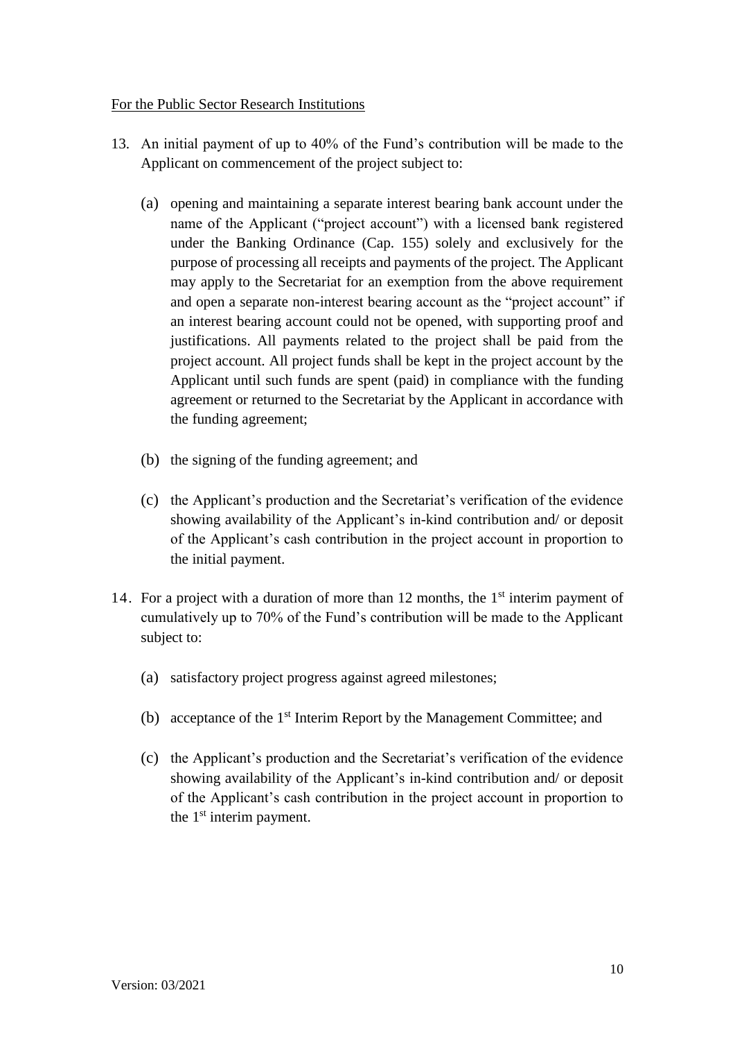For the Public Sector Research Institutions

13. An initial payment of up to 40% of the Fund's contribution will be made to the Applicant on commencement of the project subject to:

    (a) opening and maintaining a separate interest bearing bank account under the name of the Applicant ("project account") with a licensed bank registered under the Banking Ordinance (Cap. 155) solely and exclusively for the purpose of processing all receipts and payments of the project. The Applicant may apply to the Secretariat for an exemption from the above requirement and open a separate non-interest bearing account as the "project account" if an interest bearing account could not be opened, with supporting proof and justifications. All payments related to the project shall be paid from the project account. All project funds shall be kept in the project account by the Applicant until such funds are spent (paid) in compliance with the funding agreement or returned to the Secretariat by the Applicant in accordance with the funding agreement;

    (b) the signing of the funding agreement; and

    (c) the Applicant's production and the Secretariat's verification of the evidence showing availability of the Applicant's in-kind contribution and/ or deposit of the Applicant's cash contribution in the project account in proportion to the initial payment.

14. For a project with a duration of more than 12 months, the 1st interim payment of cumulatively up to 70% of the Fund's contribution will be made to the Applicant subject to:

    (a) satisfactory project progress against agreed milestones;

    (b) acceptance of the 1st Interim Report by the Management Committee; and

    (c) the Applicant's production and the Secretariat's verification of the evidence showing availability of the Applicant's in-kind contribution and/ or deposit of the Applicant's cash contribution in the project account in proportion to the 1st interim payment.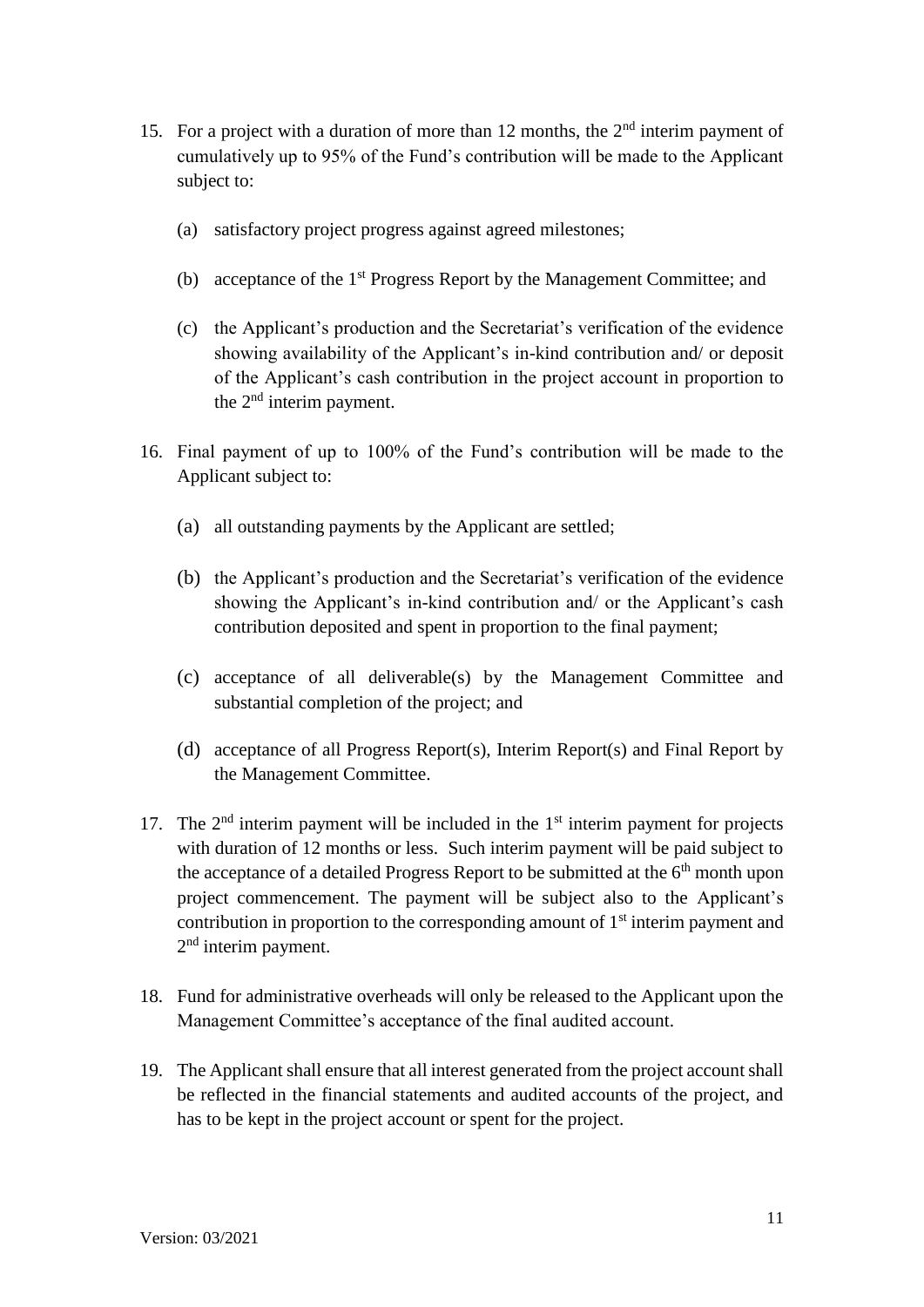15. For a project with a duration of more than 12 months, the 2nd interim payment of cumulatively up to 95% of the Fund's contribution will be made to the Applicant subject to:

    (a) satisfactory project progress against agreed milestones;

    (b) acceptance of the 1st Progress Report by the Management Committee; and

    (c) the Applicant's production and the Secretariat's verification of the evidence showing availability of the Applicant's in-kind contribution and/ or deposit of the Applicant's cash contribution in the project account in proportion to the 2nd interim payment.

16. Final payment of up to 100% of the Fund's contribution will be made to the Applicant subject to:

    (a) all outstanding payments by the Applicant are settled;

    (b) the Applicant's production and the Secretariat's verification of the evidence showing the Applicant's in-kind contribution and/ or the Applicant's cash contribution deposited and spent in proportion to the final payment;

    (c) acceptance of all deliverable(s) by the Management Committee and substantial completion of the project; and

    (d) acceptance of all Progress Report(s), Interim Report(s) and Final Report by the Management Committee.

17. The 2nd interim payment will be included in the 1st interim payment for projects with duration of 12 months or less. Such interim payment will be paid subject to the acceptance of a detailed Progress Report to be submitted at the 6th month upon project commencement. The payment will be subject also to the Applicant's contribution in proportion to the corresponding amount of 1st interim payment and 2nd interim payment.

18. Fund for administrative overheads will only be released to the Applicant upon the Management Committee's acceptance of the final audited account.

19. The Applicant shall ensure that all interest generated from the project account shall be reflected in the financial statements and audited accounts of the project, and has to be kept in the project account or spent for the project.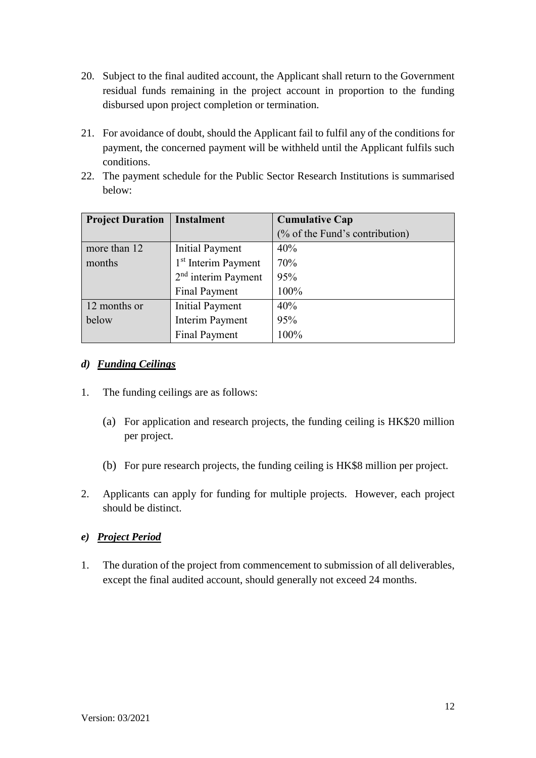20. Subject to the final audited account, the Applicant shall return to the Government residual funds remaining in the project account in proportion to the funding disbursed upon project completion or termination.

21. For avoidance of doubt, should the Applicant fail to fulfil any of the conditions for payment, the concerned payment will be withheld until the Applicant fulfils such conditions.

22. The payment schedule for the Public Sector Research Institutions is summarised below:

| **Project Duration** | **Instalment** | **Cumulative Cap** (% of the Fund's contribution) |
|---|---|---|
| more than 12 months | Initial Payment | 40% |
| | 1st Interim Payment | 70% |
| | 2nd interim Payment | 95% |
| | Final Payment | 100% |
| 12 months or below | Initial Payment | 40% |
| | Interim Payment | 95% |
| | Final Payment | 100% |

### *d) Funding Ceilings*

1. The funding ceilings are as follows:

   (a) For application and research projects, the funding ceiling is HK$20 million per project.

   (b) For pure research projects, the funding ceiling is HK$8 million per project.

2. Applicants can apply for funding for multiple projects. However, each project should be distinct.

### *e) Project Period*

1. The duration of the project from commencement to submission of all deliverables, except the final audited account, should generally not exceed 24 months.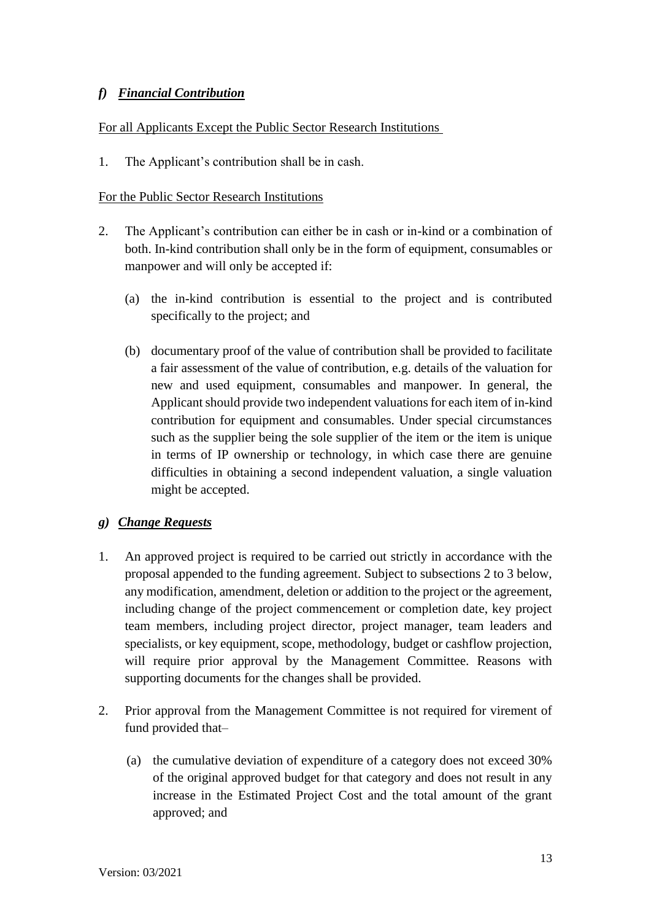### *f) Financial Contribution*

For all Applicants Except the Public Sector Research Institutions

1. The Applicant's contribution shall be in cash.

For the Public Sector Research Institutions

2. The Applicant's contribution can either be in cash or in-kind or a combination of both. In-kind contribution shall only be in the form of equipment, consumables or manpower and will only be accepted if:

   (a) the in-kind contribution is essential to the project and is contributed specifically to the project; and

   (b) documentary proof of the value of contribution shall be provided to facilitate a fair assessment of the value of contribution, e.g. details of the valuation for new and used equipment, consumables and manpower. In general, the Applicant should provide two independent valuations for each item of in-kind contribution for equipment and consumables. Under special circumstances such as the supplier being the sole supplier of the item or the item is unique in terms of IP ownership or technology, in which case there are genuine difficulties in obtaining a second independent valuation, a single valuation might be accepted.

### *g) Change Requests*

1. An approved project is required to be carried out strictly in accordance with the proposal appended to the funding agreement. Subject to subsections 2 to 3 below, any modification, amendment, deletion or addition to the project or the agreement, including change of the project commencement or completion date, key project team members, including project director, project manager, team leaders and specialists, or key equipment, scope, methodology, budget or cashflow projection, will require prior approval by the Management Committee. Reasons with supporting documents for the changes shall be provided.

2. Prior approval from the Management Committee is not required for virement of fund provided that–

   (a) the cumulative deviation of expenditure of a category does not exceed 30% of the original approved budget for that category and does not result in any increase in the Estimated Project Cost and the total amount of the grant approved; and

Version: 03/2021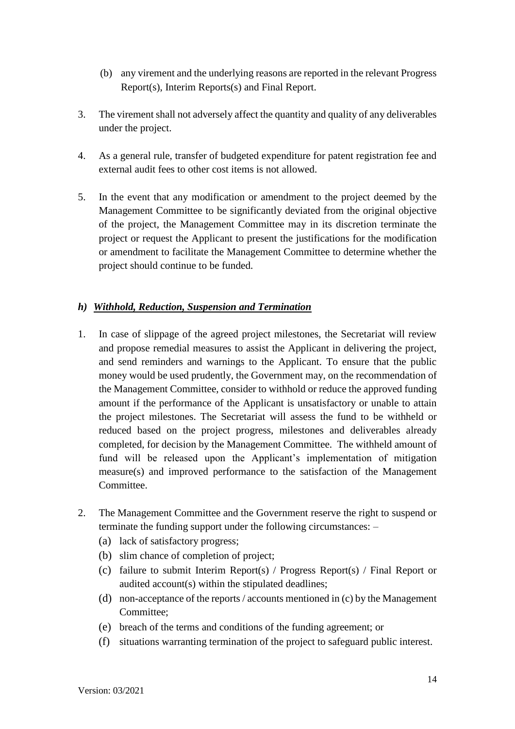(b) any virement and the underlying reasons are reported in the relevant Progress Report(s), Interim Reports(s) and Final Report.

3. The virement shall not adversely affect the quantity and quality of any deliverables under the project.

4. As a general rule, transfer of budgeted expenditure for patent registration fee and external audit fees to other cost items is not allowed.

5. In the event that any modification or amendment to the project deemed by the Management Committee to be significantly deviated from the original objective of the project, the Management Committee may in its discretion terminate the project or request the Applicant to present the justifications for the modification or amendment to facilitate the Management Committee to determine whether the project should continue to be funded.

### *h) <u>Withhold, Reduction, Suspension and Termination</u>*

1. In case of slippage of the agreed project milestones, the Secretariat will review and propose remedial measures to assist the Applicant in delivering the project, and send reminders and warnings to the Applicant. To ensure that the public money would be used prudently, the Government may, on the recommendation of the Management Committee, consider to withhold or reduce the approved funding amount if the performance of the Applicant is unsatisfactory or unable to attain the project milestones. The Secretariat will assess the fund to be withheld or reduced based on the project progress, milestones and deliverables already completed, for decision by the Management Committee. The withheld amount of fund will be released upon the Applicant's implementation of mitigation measure(s) and improved performance to the satisfaction of the Management Committee.

2. The Management Committee and the Government reserve the right to suspend or terminate the funding support under the following circumstances: –
   (a) lack of satisfactory progress;
   (b) slim chance of completion of project;
   (c) failure to submit Interim Report(s) / Progress Report(s) / Final Report or audited account(s) within the stipulated deadlines;
   (d) non-acceptance of the reports / accounts mentioned in (c) by the Management Committee;
   (e) breach of the terms and conditions of the funding agreement; or
   (f) situations warranting termination of the project to safeguard public interest.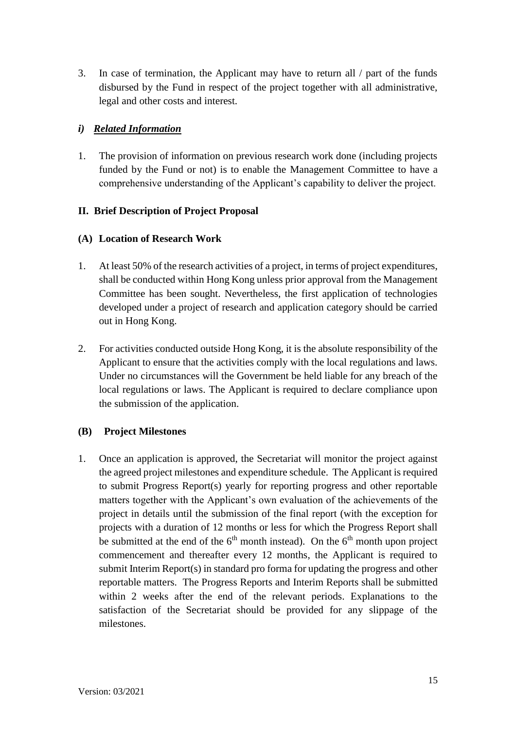3. In case of termination, the Applicant may have to return all / part of the funds disbursed by the Fund in respect of the project together with all administrative, legal and other costs and interest.

### *i) Related Information*

1. The provision of information on previous research work done (including projects funded by the Fund or not) is to enable the Management Committee to have a comprehensive understanding of the Applicant's capability to deliver the project.

## II. Brief Description of Project Proposal

### (A) Location of Research Work

1. At least 50% of the research activities of a project, in terms of project expenditures, shall be conducted within Hong Kong unless prior approval from the Management Committee has been sought. Nevertheless, the first application of technologies developed under a project of research and application category should be carried out in Hong Kong.

2. For activities conducted outside Hong Kong, it is the absolute responsibility of the Applicant to ensure that the activities comply with the local regulations and laws. Under no circumstances will the Government be held liable for any breach of the local regulations or laws. The Applicant is required to declare compliance upon the submission of the application.

### (B) Project Milestones

1. Once an application is approved, the Secretariat will monitor the project against the agreed project milestones and expenditure schedule. The Applicant is required to submit Progress Report(s) yearly for reporting progress and other reportable matters together with the Applicant's own evaluation of the achievements of the project in details until the submission of the final report (with the exception for projects with a duration of 12 months or less for which the Progress Report shall be submitted at the end of the 6th month instead). On the 6th month upon project commencement and thereafter every 12 months, the Applicant is required to submit Interim Report(s) in standard pro forma for updating the progress and other reportable matters. The Progress Reports and Interim Reports shall be submitted within 2 weeks after the end of the relevant periods. Explanations to the satisfaction of the Secretariat should be provided for any slippage of the milestones.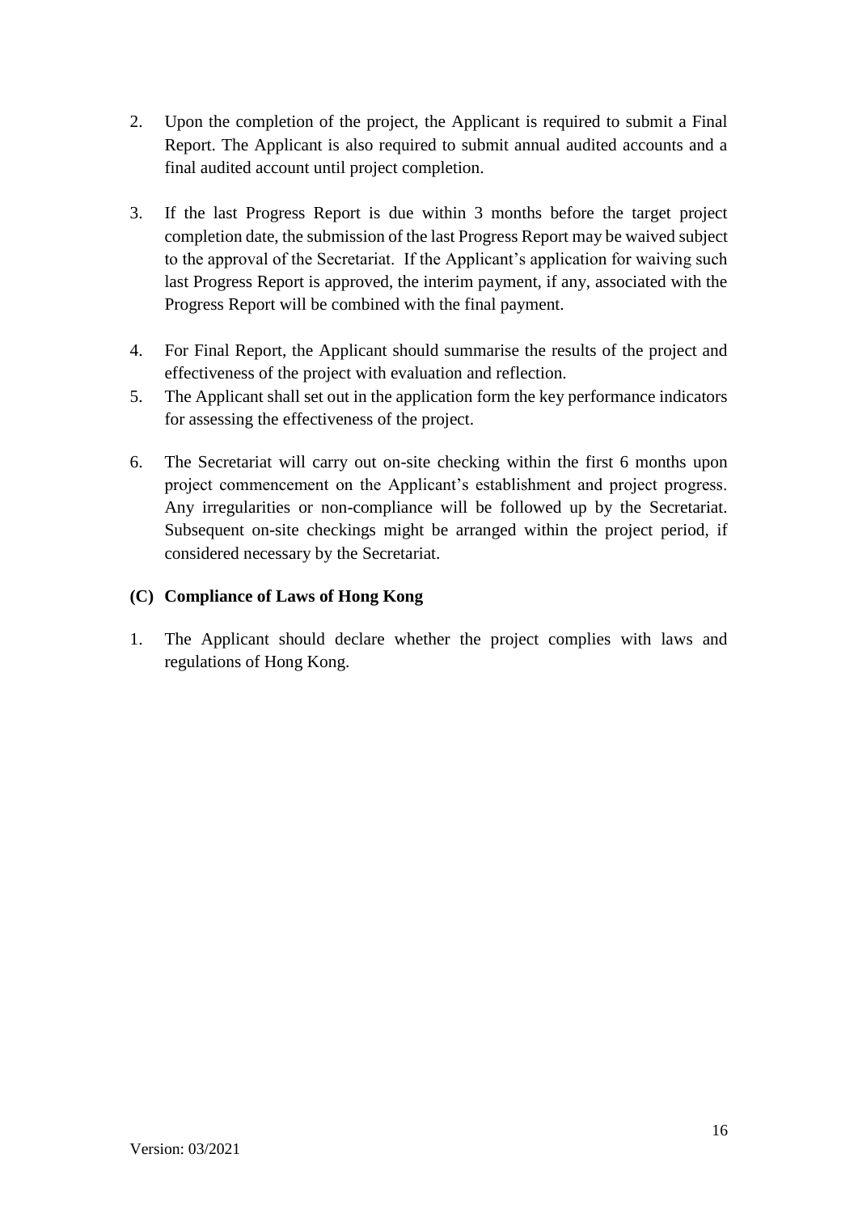2. Upon the completion of the project, the Applicant is required to submit a Final Report. The Applicant is also required to submit annual audited accounts and a final audited account until project completion.

3. If the last Progress Report is due within 3 months before the target project completion date, the submission of the last Progress Report may be waived subject to the approval of the Secretariat. If the Applicant's application for waiving such last Progress Report is approved, the interim payment, if any, associated with the Progress Report will be combined with the final payment.

4. For Final Report, the Applicant should summarise the results of the project and effectiveness of the project with evaluation and reflection.

5. The Applicant shall set out in the application form the key performance indicators for assessing the effectiveness of the project.

6. The Secretariat will carry out on-site checking within the first 6 months upon project commencement on the Applicant's establishment and project progress. Any irregularities or non-compliance will be followed up by the Secretariat. Subsequent on-site checkings might be arranged within the project period, if considered necessary by the Secretariat.

### (C) Compliance of Laws of Hong Kong

1. The Applicant should declare whether the project complies with laws and regulations of Hong Kong.

Version: 03/2021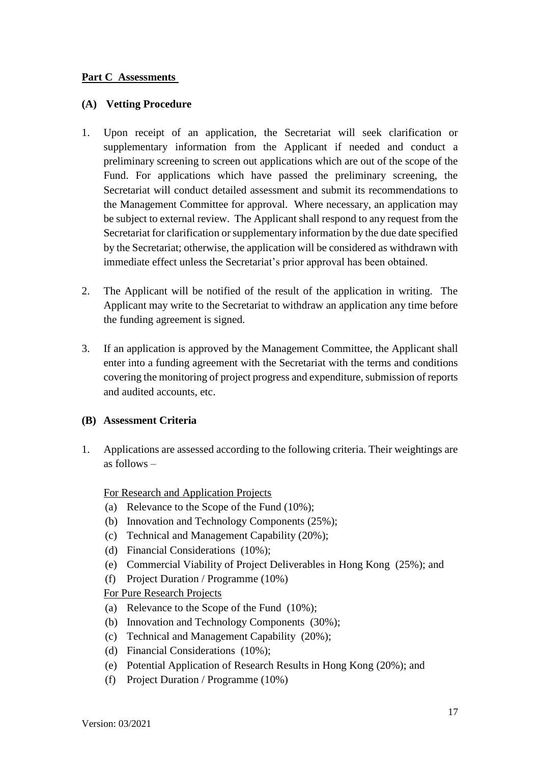## Part C Assessments

### (A) Vetting Procedure

1. Upon receipt of an application, the Secretariat will seek clarification or supplementary information from the Applicant if needed and conduct a preliminary screening to screen out applications which are out of the scope of the Fund. For applications which have passed the preliminary screening, the Secretariat will conduct detailed assessment and submit its recommendations to the Management Committee for approval. Where necessary, an application may be subject to external review. The Applicant shall respond to any request from the Secretariat for clarification or supplementary information by the due date specified by the Secretariat; otherwise, the application will be considered as withdrawn with immediate effect unless the Secretariat's prior approval has been obtained.

2. The Applicant will be notified of the result of the application in writing. The Applicant may write to the Secretariat to withdraw an application any time before the funding agreement is signed.

3. If an application is approved by the Management Committee, the Applicant shall enter into a funding agreement with the Secretariat with the terms and conditions covering the monitoring of project progress and expenditure, submission of reports and audited accounts, etc.

### (B) Assessment Criteria

1. Applications are assessed according to the following criteria. Their weightings are as follows –

   For Research and Application Projects
   - (a) Relevance to the Scope of the Fund (10%);
   - (b) Innovation and Technology Components (25%);
   - (c) Technical and Management Capability (20%);
   - (d) Financial Considerations (10%);
   - (e) Commercial Viability of Project Deliverables in Hong Kong (25%); and
   - (f) Project Duration / Programme (10%)

   For Pure Research Projects
   - (a) Relevance to the Scope of the Fund (10%);
   - (b) Innovation and Technology Components (30%);
   - (c) Technical and Management Capability (20%);
   - (d) Financial Considerations (10%);
   - (e) Potential Application of Research Results in Hong Kong (20%); and
   - (f) Project Duration / Programme (10%)

Version: 03/2021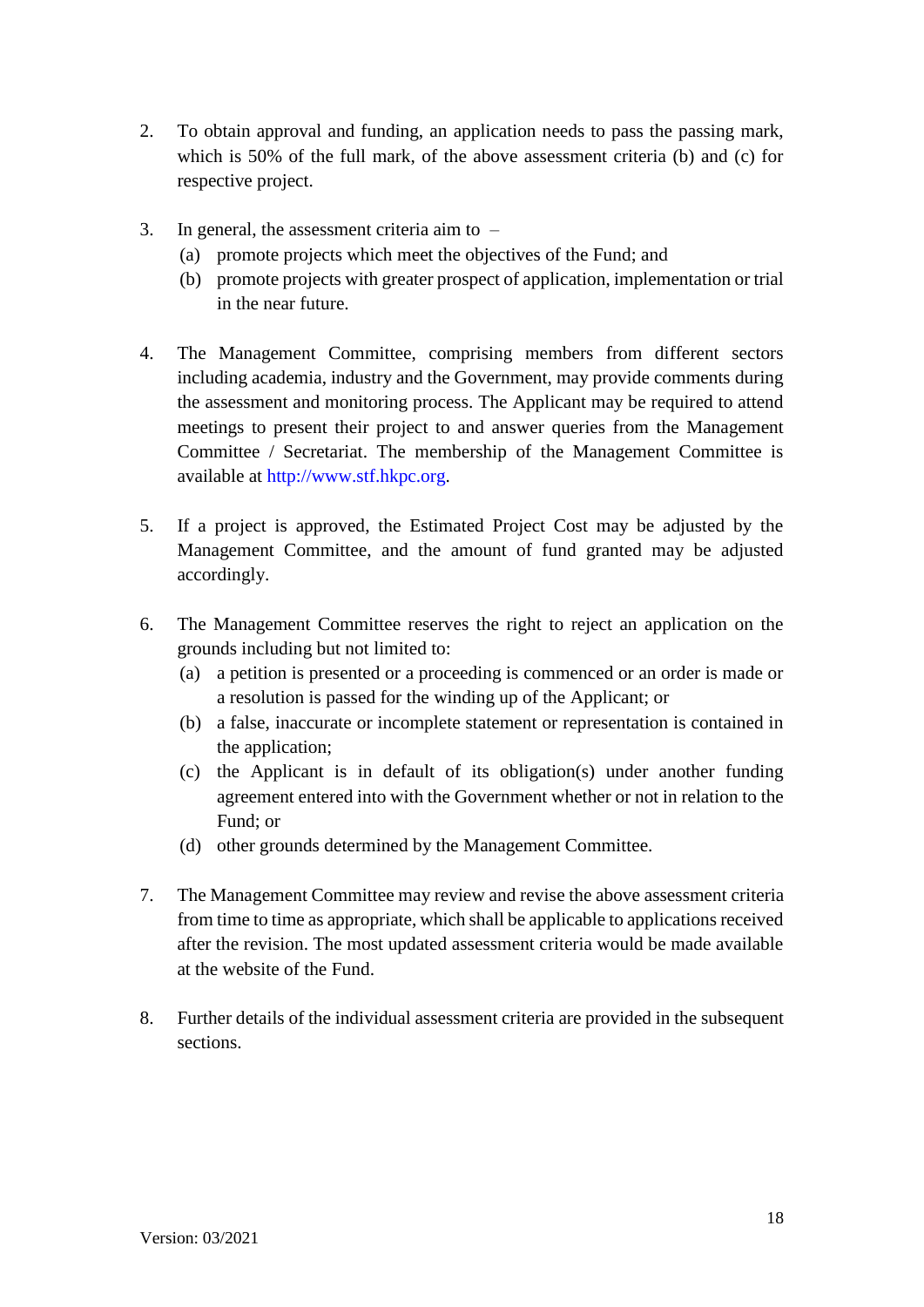2. To obtain approval and funding, an application needs to pass the passing mark, which is 50% of the full mark, of the above assessment criteria (b) and (c) for respective project.

3. In general, the assessment criteria aim to –
   (a) promote projects which meet the objectives of the Fund; and
   (b) promote projects with greater prospect of application, implementation or trial in the near future.

4. The Management Committee, comprising members from different sectors including academia, industry and the Government, may provide comments during the assessment and monitoring process. The Applicant may be required to attend meetings to present their project to and answer queries from the Management Committee / Secretariat. The membership of the Management Committee is available at http://www.stf.hkpc.org.

5. If a project is approved, the Estimated Project Cost may be adjusted by the Management Committee, and the amount of fund granted may be adjusted accordingly.

6. The Management Committee reserves the right to reject an application on the grounds including but not limited to:
   (a) a petition is presented or a proceeding is commenced or an order is made or a resolution is passed for the winding up of the Applicant; or
   (b) a false, inaccurate or incomplete statement or representation is contained in the application;
   (c) the Applicant is in default of its obligation(s) under another funding agreement entered into with the Government whether or not in relation to the Fund; or
   (d) other grounds determined by the Management Committee.

7. The Management Committee may review and revise the above assessment criteria from time to time as appropriate, which shall be applicable to applications received after the revision. The most updated assessment criteria would be made available at the website of the Fund.

8. Further details of the individual assessment criteria are provided in the subsequent sections.

Version: 03/2021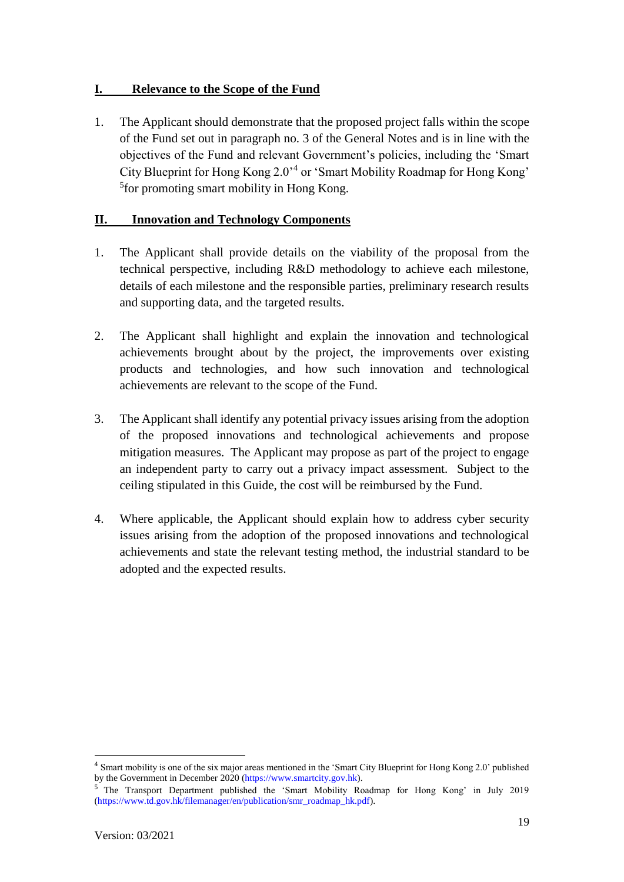## I. Relevance to the Scope of the Fund

1. The Applicant should demonstrate that the proposed project falls within the scope of the Fund set out in paragraph no. 3 of the General Notes and is in line with the objectives of the Fund and relevant Government's policies, including the 'Smart City Blueprint for Hong Kong 2.0'[4] or 'Smart Mobility Roadmap for Hong Kong' [5]for promoting smart mobility in Hong Kong.

## II. Innovation and Technology Components

1. The Applicant shall provide details on the viability of the proposal from the technical perspective, including R&D methodology to achieve each milestone, details of each milestone and the responsible parties, preliminary research results and supporting data, and the targeted results.

2. The Applicant shall highlight and explain the innovation and technological achievements brought about by the project, the improvements over existing products and technologies, and how such innovation and technological achievements are relevant to the scope of the Fund.

3. The Applicant shall identify any potential privacy issues arising from the adoption of the proposed innovations and technological achievements and propose mitigation measures. The Applicant may propose as part of the project to engage an independent party to carry out a privacy impact assessment. Subject to the ceiling stipulated in this Guide, the cost will be reimbursed by the Fund.

4. Where applicable, the Applicant should explain how to address cyber security issues arising from the adoption of the proposed innovations and technological achievements and state the relevant testing method, the industrial standard to be adopted and the expected results.

---

[4] Smart mobility is one of the six major areas mentioned in the 'Smart City Blueprint for Hong Kong 2.0' published by the Government in December 2020 (https://www.smartcity.gov.hk).

[5] The Transport Department published the 'Smart Mobility Roadmap for Hong Kong' in July 2019 (https://www.td.gov.hk/filemanager/en/publication/smr_roadmap_hk.pdf).

Version: 03/2021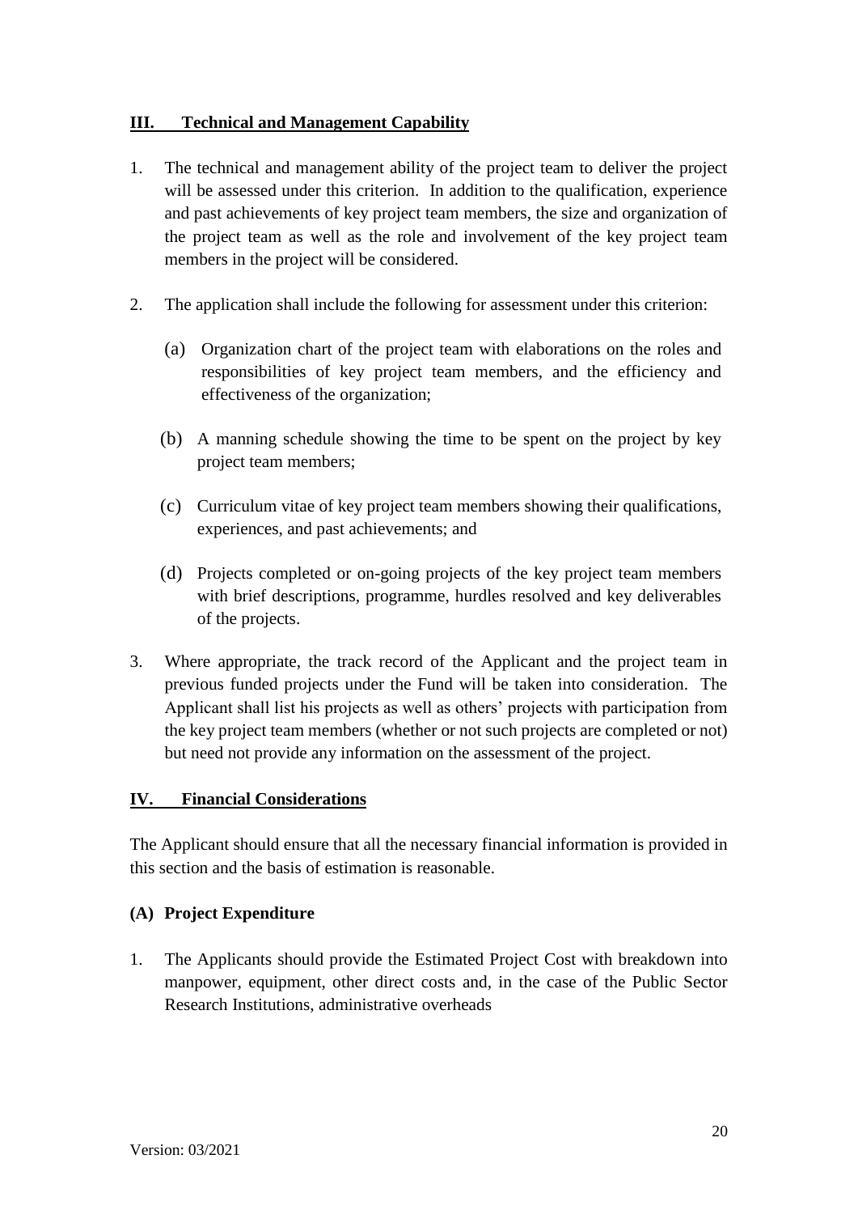## III. Technical and Management Capability

1. The technical and management ability of the project team to deliver the project will be assessed under this criterion. In addition to the qualification, experience and past achievements of key project team members, the size and organization of the project team as well as the role and involvement of the key project team members in the project will be considered.

2. The application shall include the following for assessment under this criterion:

   (a) Organization chart of the project team with elaborations on the roles and responsibilities of key project team members, and the efficiency and effectiveness of the organization;

   (b) A manning schedule showing the time to be spent on the project by key project team members;

   (c) Curriculum vitae of key project team members showing their qualifications, experiences, and past achievements; and

   (d) Projects completed or on-going projects of the key project team members with brief descriptions, programme, hurdles resolved and key deliverables of the projects.

3. Where appropriate, the track record of the Applicant and the project team in previous funded projects under the Fund will be taken into consideration. The Applicant shall list his projects as well as others' projects with participation from the key project team members (whether or not such projects are completed or not) but need not provide any information on the assessment of the project.

## IV. Financial Considerations

The Applicant should ensure that all the necessary financial information is provided in this section and the basis of estimation is reasonable.

### (A) Project Expenditure

1. The Applicants should provide the Estimated Project Cost with breakdown into manpower, equipment, other direct costs and, in the case of the Public Sector Research Institutions, administrative overheads

Version: 03/2021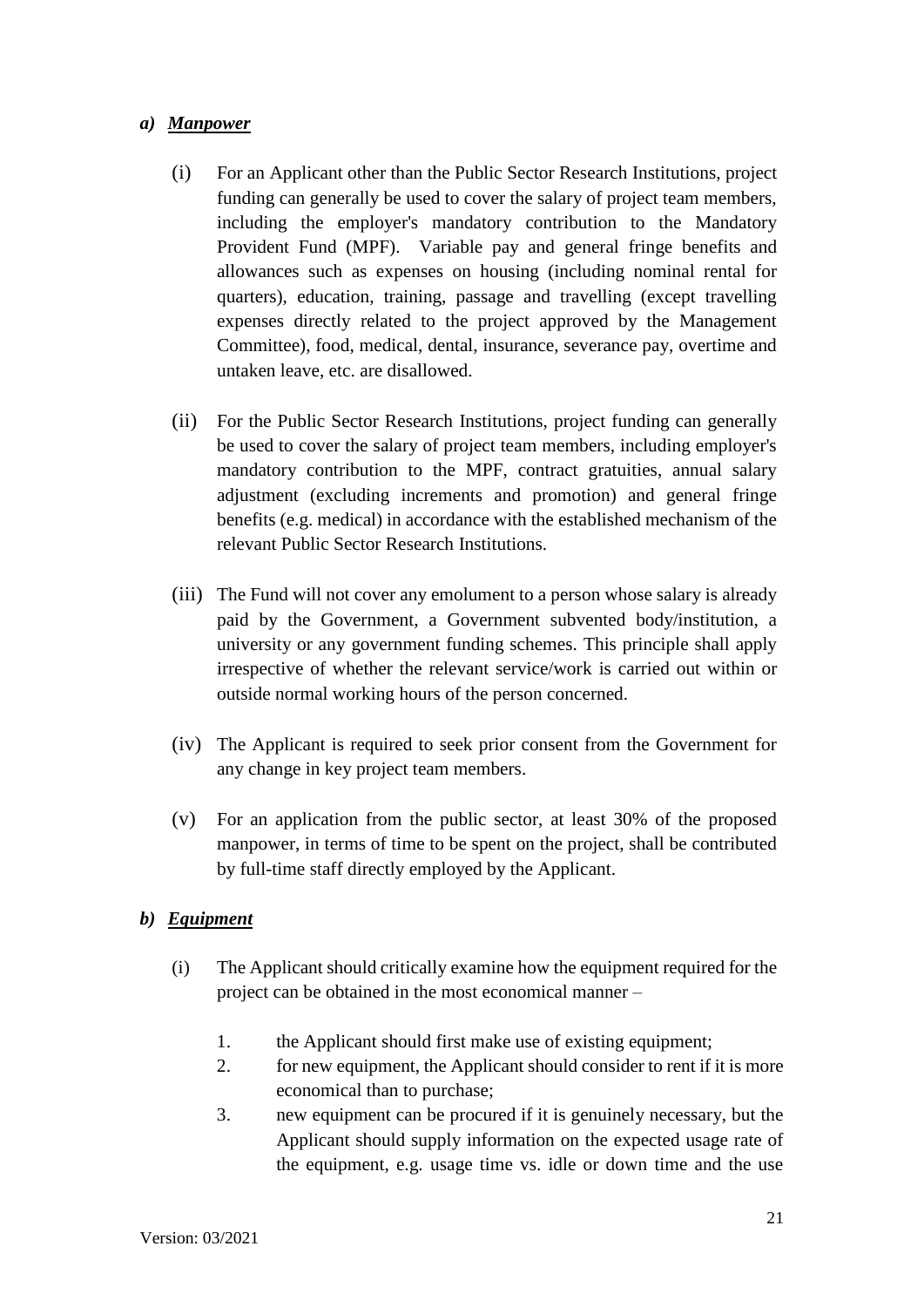***a) Manpower***

(i) For an Applicant other than the Public Sector Research Institutions, project funding can generally be used to cover the salary of project team members, including the employer's mandatory contribution to the Mandatory Provident Fund (MPF). Variable pay and general fringe benefits and allowances such as expenses on housing (including nominal rental for quarters), education, training, passage and travelling (except travelling expenses directly related to the project approved by the Management Committee), food, medical, dental, insurance, severance pay, overtime and untaken leave, etc. are disallowed.

(ii) For the Public Sector Research Institutions, project funding can generally be used to cover the salary of project team members, including employer's mandatory contribution to the MPF, contract gratuities, annual salary adjustment (excluding increments and promotion) and general fringe benefits (e.g. medical) in accordance with the established mechanism of the relevant Public Sector Research Institutions.

(iii) The Fund will not cover any emolument to a person whose salary is already paid by the Government, a Government subvented body/institution, a university or any government funding schemes. This principle shall apply irrespective of whether the relevant service/work is carried out within or outside normal working hours of the person concerned.

(iv) The Applicant is required to seek prior consent from the Government for any change in key project team members.

(v) For an application from the public sector, at least 30% of the proposed manpower, in terms of time to be spent on the project, shall be contributed by full-time staff directly employed by the Applicant.

***b) Equipment***

(i) The Applicant should critically examine how the equipment required for the project can be obtained in the most economical manner –

1. the Applicant should first make use of existing equipment;
2. for new equipment, the Applicant should consider to rent if it is more economical than to purchase;
3. new equipment can be procured if it is genuinely necessary, but the Applicant should supply information on the expected usage rate of the equipment, e.g. usage time vs. idle or down time and the use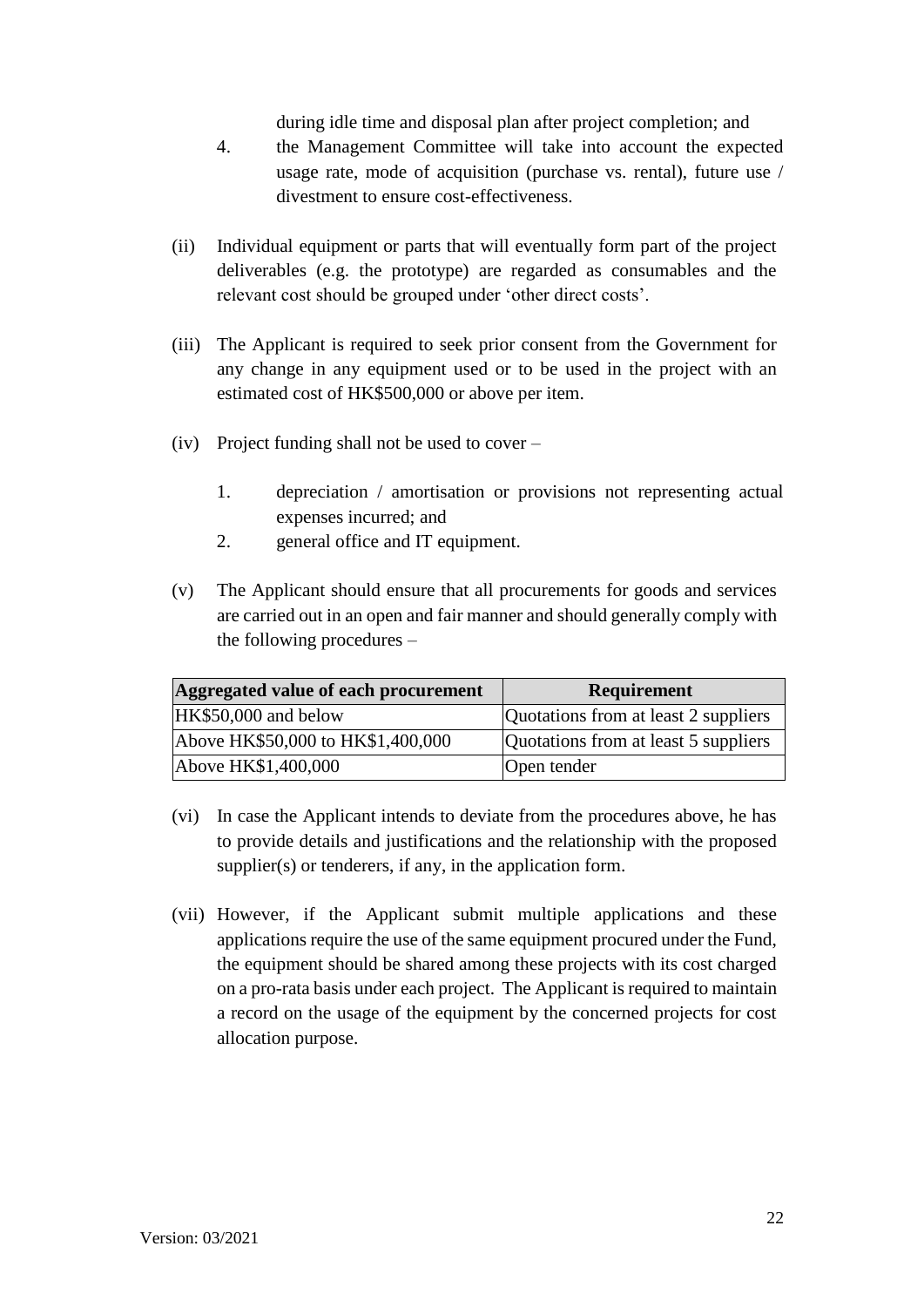during idle time and disposal plan after project completion; and

4. the Management Committee will take into account the expected usage rate, mode of acquisition (purchase vs. rental), future use / divestment to ensure cost-effectiveness.

(ii) Individual equipment or parts that will eventually form part of the project deliverables (e.g. the prototype) are regarded as consumables and the relevant cost should be grouped under 'other direct costs'.

(iii) The Applicant is required to seek prior consent from the Government for any change in any equipment used or to be used in the project with an estimated cost of HK$500,000 or above per item.

(iv) Project funding shall not be used to cover –

1. depreciation / amortisation or provisions not representing actual expenses incurred; and
2. general office and IT equipment.

(v) The Applicant should ensure that all procurements for goods and services are carried out in an open and fair manner and should generally comply with the following procedures –

| Aggregated value of each procurement | Requirement |
|---|---|
| HK$50,000 and below | Quotations from at least 2 suppliers |
| Above HK$50,000 to HK$1,400,000 | Quotations from at least 5 suppliers |
| Above HK$1,400,000 | Open tender |

(vi) In case the Applicant intends to deviate from the procedures above, he has to provide details and justifications and the relationship with the proposed supplier(s) or tenderers, if any, in the application form.

(vii) However, if the Applicant submit multiple applications and these applications require the use of the same equipment procured under the Fund, the equipment should be shared among these projects with its cost charged on a pro-rata basis under each project. The Applicant is required to maintain a record on the usage of the equipment by the concerned projects for cost allocation purpose.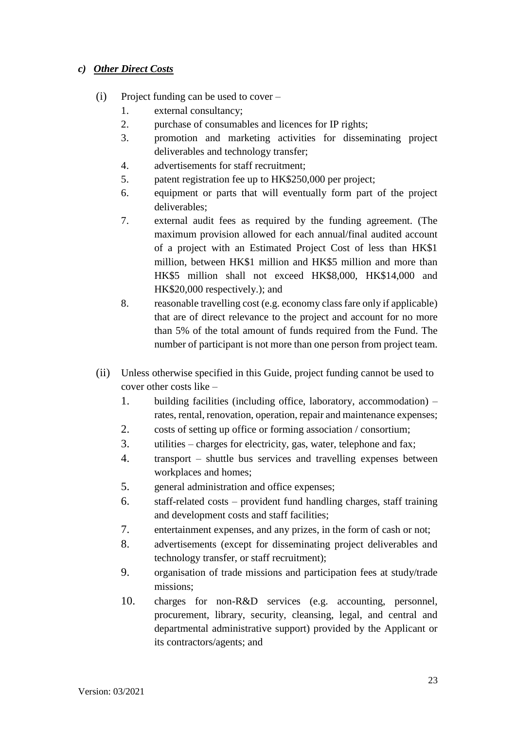### *c) Other Direct Costs*

(i) Project funding can be used to cover –

1. external consultancy;
2. purchase of consumables and licences for IP rights;
3. promotion and marketing activities for disseminating project deliverables and technology transfer;
4. advertisements for staff recruitment;
5. patent registration fee up to HK$250,000 per project;
6. equipment or parts that will eventually form part of the project deliverables;
7. external audit fees as required by the funding agreement. (The maximum provision allowed for each annual/final audited account of a project with an Estimated Project Cost of less than HK$1 million, between HK$1 million and HK$5 million and more than HK$5 million shall not exceed HK$8,000, HK$14,000 and HK$20,000 respectively.); and
8. reasonable travelling cost (e.g. economy class fare only if applicable) that are of direct relevance to the project and account for no more than 5% of the total amount of funds required from the Fund. The number of participant is not more than one person from project team.

(ii) Unless otherwise specified in this Guide, project funding cannot be used to cover other costs like –

1. building facilities (including office, laboratory, accommodation) – rates, rental, renovation, operation, repair and maintenance expenses;
2. costs of setting up office or forming association / consortium;
3. utilities – charges for electricity, gas, water, telephone and fax;
4. transport – shuttle bus services and travelling expenses between workplaces and homes;
5. general administration and office expenses;
6. staff-related costs – provident fund handling charges, staff training and development costs and staff facilities;
7. entertainment expenses, and any prizes, in the form of cash or not;
8. advertisements (except for disseminating project deliverables and technology transfer, or staff recruitment);
9. organisation of trade missions and participation fees at study/trade missions;
10. charges for non-R&D services (e.g. accounting, personnel, procurement, library, security, cleansing, legal, and central and departmental administrative support) provided by the Applicant or its contractors/agents; and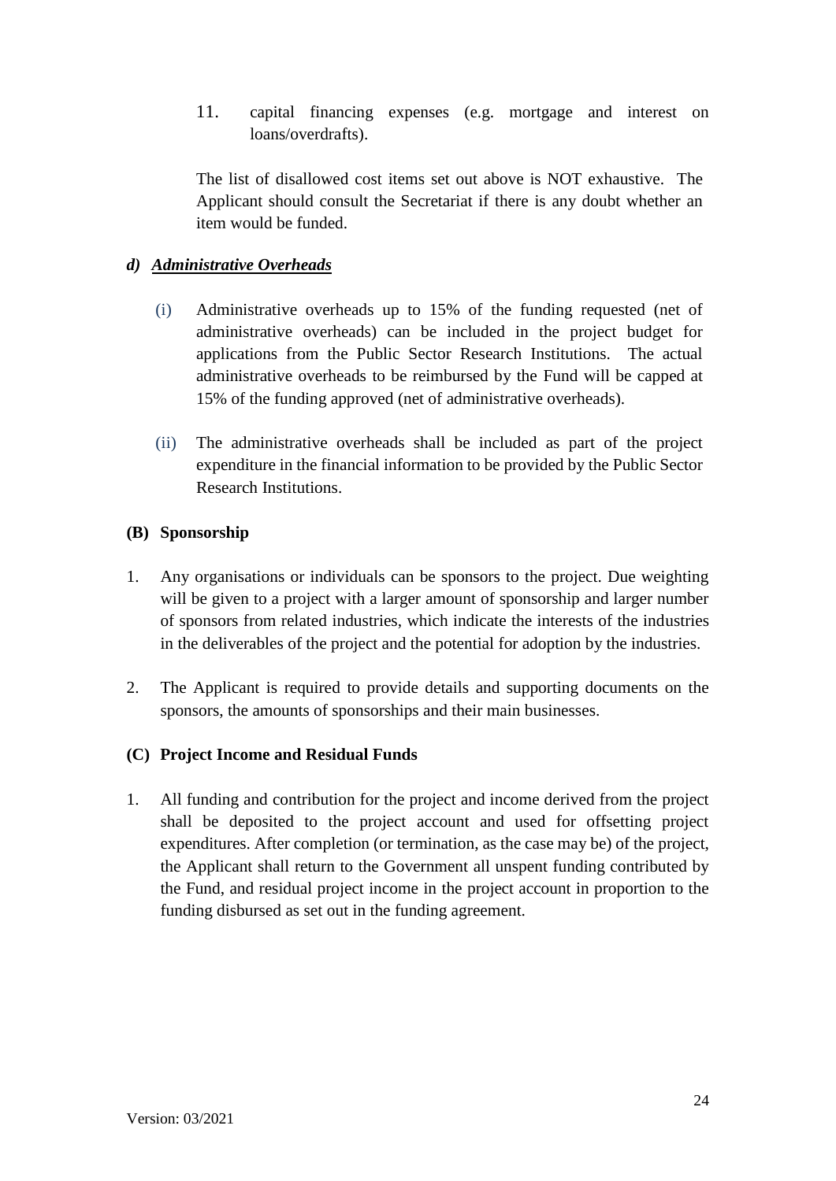11. capital financing expenses (e.g. mortgage and interest on loans/overdrafts).

The list of disallowed cost items set out above is NOT exhaustive. The Applicant should consult the Secretariat if there is any doubt whether an item would be funded.

#### *d) Administrative Overheads*

(i) Administrative overheads up to 15% of the funding requested (net of administrative overheads) can be included in the project budget for applications from the Public Sector Research Institutions. The actual administrative overheads to be reimbursed by the Fund will be capped at 15% of the funding approved (net of administrative overheads).

(ii) The administrative overheads shall be included as part of the project expenditure in the financial information to be provided by the Public Sector Research Institutions.

### (B) Sponsorship

1. Any organisations or individuals can be sponsors to the project. Due weighting will be given to a project with a larger amount of sponsorship and larger number of sponsors from related industries, which indicate the interests of the industries in the deliverables of the project and the potential for adoption by the industries.

2. The Applicant is required to provide details and supporting documents on the sponsors, the amounts of sponsorships and their main businesses.

### (C) Project Income and Residual Funds

1. All funding and contribution for the project and income derived from the project shall be deposited to the project account and used for offsetting project expenditures. After completion (or termination, as the case may be) of the project, the Applicant shall return to the Government all unspent funding contributed by the Fund, and residual project income in the project account in proportion to the funding disbursed as set out in the funding agreement.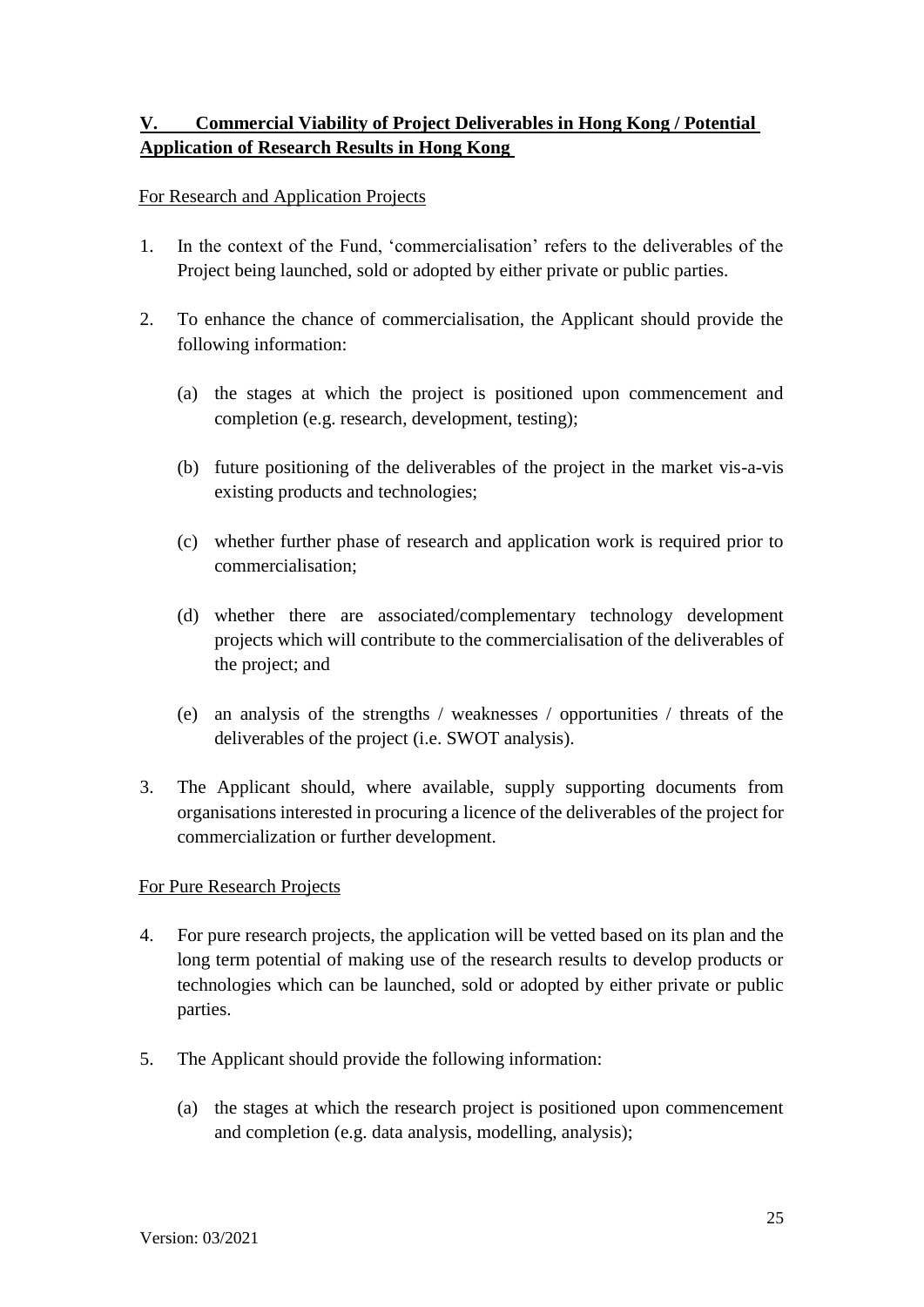## V. Commercial Viability of Project Deliverables in Hong Kong / Potential Application of Research Results in Hong Kong

For Research and Application Projects

1. In the context of the Fund, 'commercialisation' refers to the deliverables of the Project being launched, sold or adopted by either private or public parties.

2. To enhance the chance of commercialisation, the Applicant should provide the following information:

   (a) the stages at which the project is positioned upon commencement and completion (e.g. research, development, testing);

   (b) future positioning of the deliverables of the project in the market vis-a-vis existing products and technologies;

   (c) whether further phase of research and application work is required prior to commercialisation;

   (d) whether there are associated/complementary technology development projects which will contribute to the commercialisation of the deliverables of the project; and

   (e) an analysis of the strengths / weaknesses / opportunities / threats of the deliverables of the project (i.e. SWOT analysis).

3. The Applicant should, where available, supply supporting documents from organisations interested in procuring a licence of the deliverables of the project for commercialization or further development.

For Pure Research Projects

4. For pure research projects, the application will be vetted based on its plan and the long term potential of making use of the research results to develop products or technologies which can be launched, sold or adopted by either private or public parties.

5. The Applicant should provide the following information:

   (a) the stages at which the research project is positioned upon commencement and completion (e.g. data analysis, modelling, analysis);

Version: 03/2021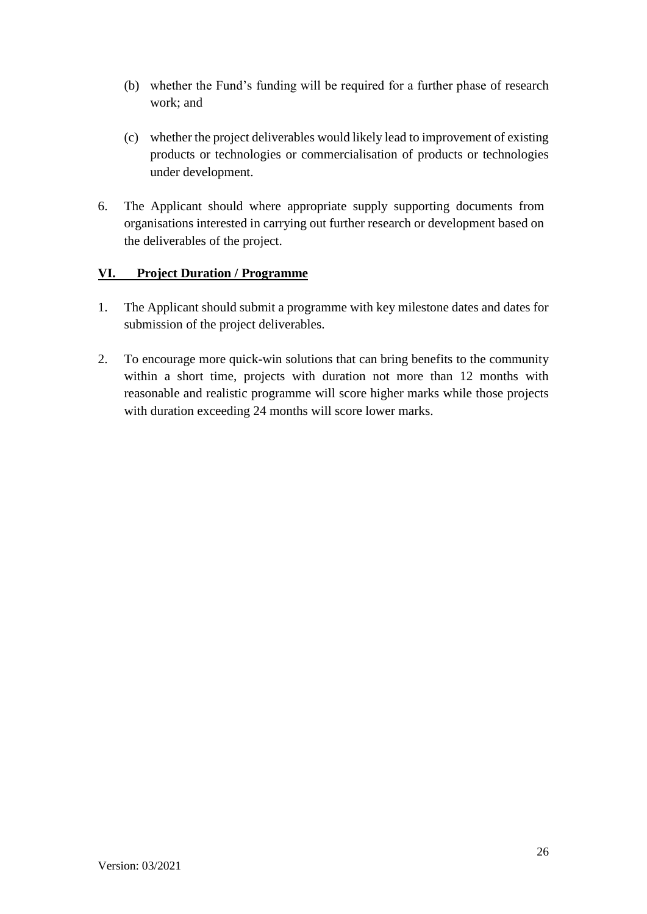(b) whether the Fund's funding will be required for a further phase of research work; and

(c) whether the project deliverables would likely lead to improvement of existing products or technologies or commercialisation of products or technologies under development.

6. The Applicant should where appropriate supply supporting documents from organisations interested in carrying out further research or development based on the deliverables of the project.

## VI. Project Duration / Programme

1. The Applicant should submit a programme with key milestone dates and dates for submission of the project deliverables.

2. To encourage more quick-win solutions that can bring benefits to the community within a short time, projects with duration not more than 12 months with reasonable and realistic programme will score higher marks while those projects with duration exceeding 24 months will score lower marks.

Version: 03/2021